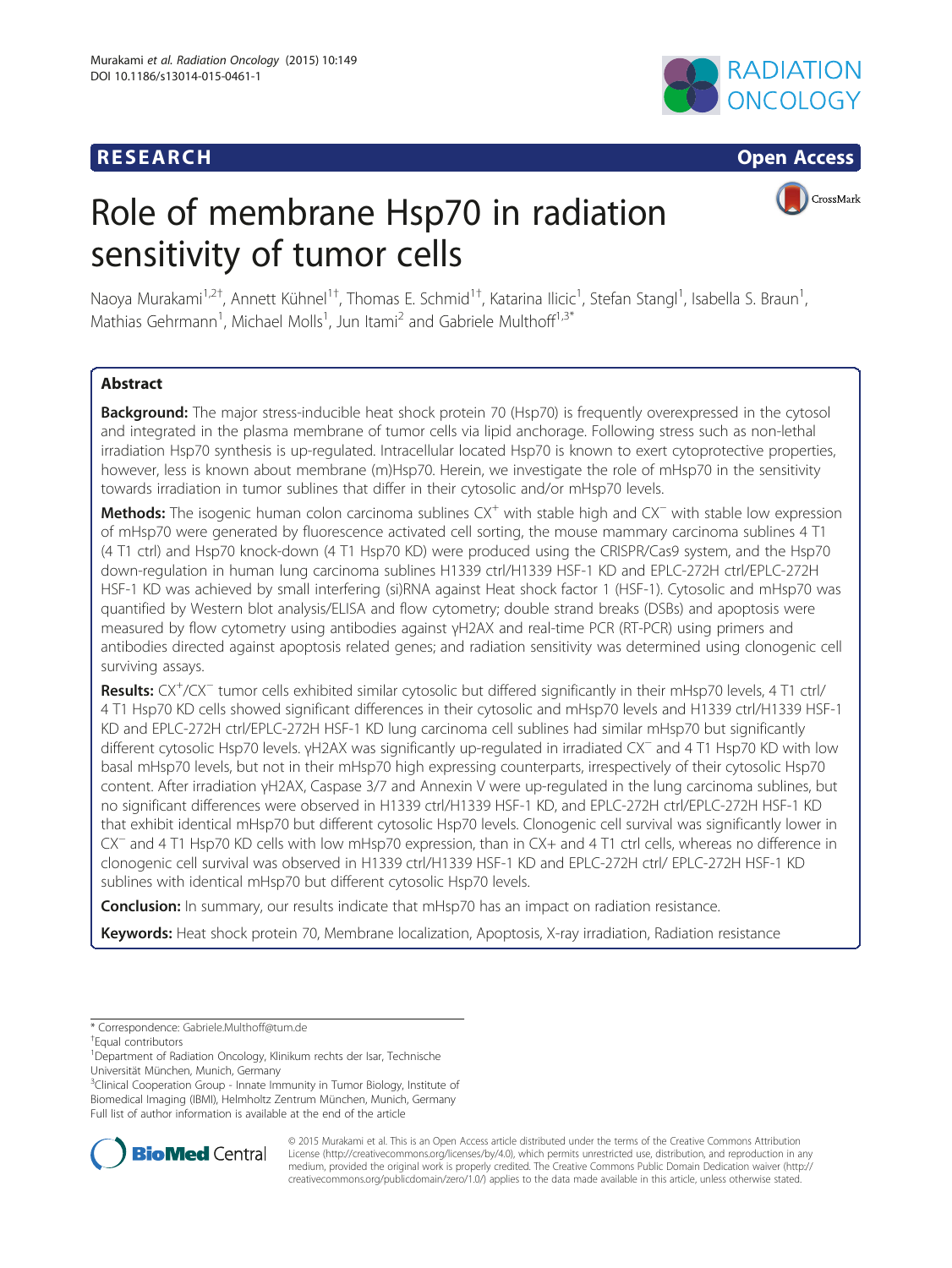RESEARCH

Open Access

# Role of membrane Hsp70 in radiation sensitivity of tumor cells

Naoya Murakami[1,2†], Annett Kühnel[1†], Thomas E. Schmid[1†], Katarina Ilicic[1], Stefan Stangl[1], Isabella S. Braun[1], Mathias Gehrmann[1], Michael Molls[1], Jun Itami[2] and Gabriele Multhoff[1,3*]

## Abstract

**Background:** The major stress-inducible heat shock protein 70 (Hsp70) is frequently overexpressed in the cytosol and integrated in the plasma membrane of tumor cells via lipid anchorage. Following stress such as non-lethal irradiation Hsp70 synthesis is up-regulated. Intracellular located Hsp70 is known to exert cytoprotective properties, however, less is known about membrane (m)Hsp70. Herein, we investigate the role of mHsp70 in the sensitivity towards irradiation in tumor sublines that differ in their cytosolic and/or mHsp70 levels.

**Methods:** The isogenic human colon carcinoma sublines CX$^+$ with stable high and CX$^-$ with stable low expression of mHsp70 were generated by fluorescence activated cell sorting, the mouse mammary carcinoma sublines 4 T1 (4 T1 ctrl) and Hsp70 knock-down (4 T1 Hsp70 KD) were produced using the CRISPR/Cas9 system, and the Hsp70 down-regulation in human lung carcinoma sublines H1339 ctrl/H1339 HSF-1 KD and EPLC-272H ctrl/EPLC-272H HSF-1 KD was achieved by small interfering (si)RNA against Heat shock factor 1 (HSF-1). Cytosolic and mHsp70 was quantified by Western blot analysis/ELISA and flow cytometry; double strand breaks (DSBs) and apoptosis were measured by flow cytometry using antibodies against γH2AX and real-time PCR (RT-PCR) using primers and antibodies directed against apoptosis related genes; and radiation sensitivity was determined using clonogenic cell surviving assays.

**Results:** CX$^+$/CX$^-$ tumor cells exhibited similar cytosolic but differed significantly in their mHsp70 levels, 4 T1 ctrl/4 T1 Hsp70 KD cells showed significant differences in their cytosolic and mHsp70 levels and H1339 ctrl/H1339 HSF-1 KD and EPLC-272H ctrl/EPLC-272H HSF-1 KD lung carcinoma cell sublines had similar mHsp70 but significantly different cytosolic Hsp70 levels. γH2AX was significantly up-regulated in irradiated CX$^-$ and 4 T1 Hsp70 KD with low basal mHsp70 levels, but not in their mHsp70 high expressing counterparts, irrespectively of their cytosolic Hsp70 content. After irradiation γH2AX, Caspase 3/7 and Annexin V were up-regulated in the lung carcinoma sublines, but no significant differences were observed in H1339 ctrl/H1339 HSF-1 KD, and EPLC-272H ctrl/EPLC-272H HSF-1 KD that exhibit identical mHsp70 but different cytosolic Hsp70 levels. Clonogenic cell survival was significantly lower in CX$^-$ and 4 T1 Hsp70 KD cells with low mHsp70 expression, than in CX+ and 4 T1 ctrl cells, whereas no difference in clonogenic cell survival was observed in H1339 ctrl/H1339 HSF-1 KD and EPLC-272H ctrl/ EPLC-272H HSF-1 KD sublines with identical mHsp70 but different cytosolic Hsp70 levels.

**Conclusion:** In summary, our results indicate that mHsp70 has an impact on radiation resistance.

**Keywords:** Heat shock protein 70, Membrane localization, Apoptosis, X-ray irradiation, Radiation resistance

---

\* Correspondence: Gabriele.Multhoff@tum.de

†Equal contributors

[1]Department of Radiation Oncology, Klinikum rechts der Isar, Technische Universität München, Munich, Germany

[3]Clinical Cooperation Group - Innate Immunity in Tumor Biology, Institute of Biomedical Imaging (IBMI), Helmholtz Zentrum München, Munich, Germany

Full list of author information is available at the end of the article

© 2015 Murakami et al. This is an Open Access article distributed under the terms of the Creative Commons Attribution License (http://creativecommons.org/licenses/by/4.0), which permits unrestricted use, distribution, and reproduction in any medium, provided the original work is properly credited. The Creative Commons Public Domain Dedication waiver (http://creativecommons.org/publicdomain/zero/1.0/) applies to the data made available in this article, unless otherwise stated.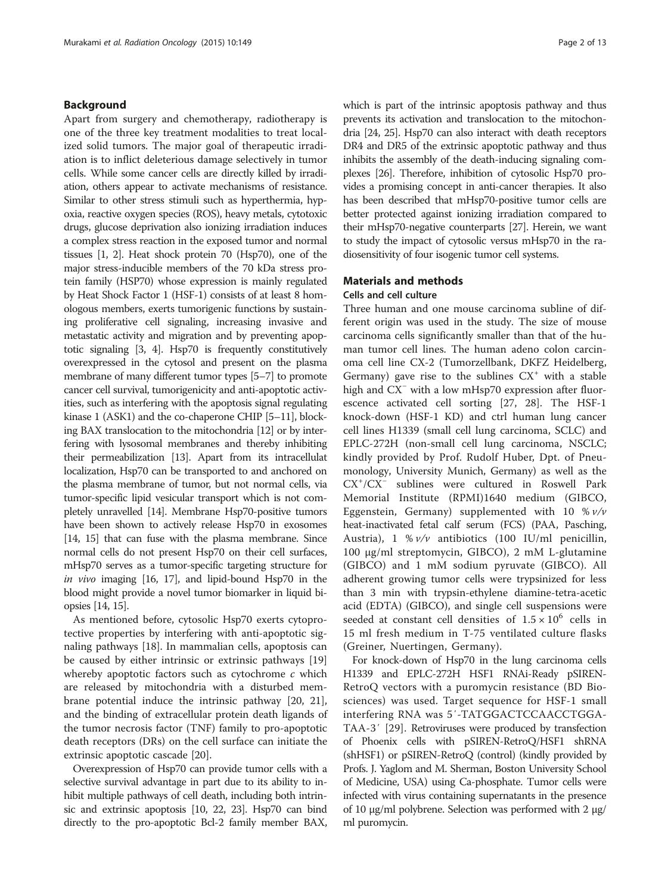## Background

Apart from surgery and chemotherapy, radiotherapy is one of the three key treatment modalities to treat localized solid tumors. The major goal of therapeutic irradiation is to inflict deleterious damage selectively in tumor cells. While some cancer cells are directly killed by irradiation, others appear to activate mechanisms of resistance. Similar to other stress stimuli such as hyperthermia, hypoxia, reactive oxygen species (ROS), heavy metals, cytotoxic drugs, glucose deprivation also ionizing irradiation induces a complex stress reaction in the exposed tumor and normal tissues [1, 2]. Heat shock protein 70 (Hsp70), one of the major stress-inducible members of the 70 kDa stress protein family (HSP70) whose expression is mainly regulated by Heat Shock Factor 1 (HSF-1) consists of at least 8 homologous members, exerts tumorigenic functions by sustaining proliferative cell signaling, increasing invasive and metastatic activity and migration and by preventing apoptotic signaling [3, 4]. Hsp70 is frequently constitutively overexpressed in the cytosol and present on the plasma membrane of many different tumor types [5–7] to promote cancer cell survival, tumorigenicity and anti-apoptotic activities, such as interfering with the apoptosis signal regulating kinase 1 (ASK1) and the co-chaperone CHIP [5–11], blocking BAX translocation to the mitochondria [12] or by interfering with lysosomal membranes and thereby inhibiting their permeabilization [13]. Apart from its intracellulat localization, Hsp70 can be transported to and anchored on the plasma membrane of tumor, but not normal cells, via tumor-specific lipid vesicular transport which is not completely unravelled [14]. Membrane Hsp70-positive tumors have been shown to actively release Hsp70 in exosomes [14, 15] that can fuse with the plasma membrane. Since normal cells do not present Hsp70 on their cell surfaces, mHsp70 serves as a tumor-specific targeting structure for *in vivo* imaging [16, 17], and lipid-bound Hsp70 in the blood might provide a novel tumor biomarker in liquid biopsies [14, 15].

As mentioned before, cytosolic Hsp70 exerts cytoprotective properties by interfering with anti-apoptotic signaling pathways [18]. In mammalian cells, apoptosis can be caused by either intrinsic or extrinsic pathways [19] whereby apoptotic factors such as cytochrome *c* which are released by mitochondria with a disturbed membrane potential induce the intrinsic pathway [20, 21], and the binding of extracellular protein death ligands of the tumor necrosis factor (TNF) family to pro-apoptotic death receptors (DRs) on the cell surface can initiate the extrinsic apoptotic cascade [20].

Overexpression of Hsp70 can provide tumor cells with a selective survival advantage in part due to its ability to inhibit multiple pathways of cell death, including both intrinsic and extrinsic apoptosis [10, 22, 23]. Hsp70 can bind directly to the pro-apoptotic Bcl-2 family member BAX, which is part of the intrinsic apoptosis pathway and thus prevents its activation and translocation to the mitochondria [24, 25]. Hsp70 can also interact with death receptors DR4 and DR5 of the extrinsic apoptotic pathway and thus inhibits the assembly of the death-inducing signaling complexes [26]. Therefore, inhibition of cytosolic Hsp70 provides a promising concept in anti-cancer therapies. It also has been described that mHsp70-positive tumor cells are better protected against ionizing irradiation compared to their mHsp70-negative counterparts [27]. Herein, we want to study the impact of cytosolic versus mHsp70 in the radiosensitivity of four isogenic tumor cell systems.

## Materials and methods

### Cells and cell culture

Three human and one mouse carcinoma subline of different origin was used in the study. The size of mouse carcinoma cells significantly smaller than that of the human tumor cell lines. The human adeno colon carcinoma cell line CX-2 (Tumorzellbank, DKFZ Heidelberg, Germany) gave rise to the sublines $CX^+$ with a stable high and $CX^-$ with a low mHsp70 expression after fluorescence activated cell sorting [27, 28]. The HSF-1 knock-down (HSF-1 KD) and ctrl human lung cancer cell lines H1339 (small cell lung carcinoma, SCLC) and EPLC-272H (non-small cell lung carcinoma, NSCLC; kindly provided by Prof. Rudolf Huber, Dpt. of Pneumonology, University Munich, Germany) as well as the $CX^+$/$CX^-$ sublines were cultured in Roswell Park Memorial Institute (RPMI)1640 medium (GIBCO, Eggenstein, Germany) supplemented with 10 % *v/v* heat-inactivated fetal calf serum (FCS) (PAA, Pasching, Austria), 1 % *v/v* antibiotics (100 IU/ml penicillin, 100 μg/ml streptomycin, GIBCO), 2 mM L-glutamine (GIBCO) and 1 mM sodium pyruvate (GIBCO). All adherent growing tumor cells were trypsinized for less than 3 min with trypsin-ethylene diamine-tetra-acetic acid (EDTA) (GIBCO), and single cell suspensions were seeded at constant cell densities of $1.5 \times 10^6$ cells in 15 ml fresh medium in T-75 ventilated culture flasks (Greiner, Nuertingen, Germany).

For knock-down of Hsp70 in the lung carcinoma cells H1339 and EPLC-272H HSF1 RNAi-Ready pSIREN-RetroQ vectors with a puromycin resistance (BD Biosciences) was used. Target sequence for HSF-1 small interfering RNA was 5′-TATGGACTCCAACCTGGATAA-3′ [29]. Retroviruses were produced by transfection of Phoenix cells with pSIREN-RetroQ/HSF1 shRNA (shHSF1) or pSIREN-RetroQ (control) (kindly provided by Profs. J. Yaglom and M. Sherman, Boston University School of Medicine, USA) using Ca-phosphate. Tumor cells were infected with virus containing supernatants in the presence of 10 μg/ml polybrene. Selection was performed with 2 μg/ml puromycin.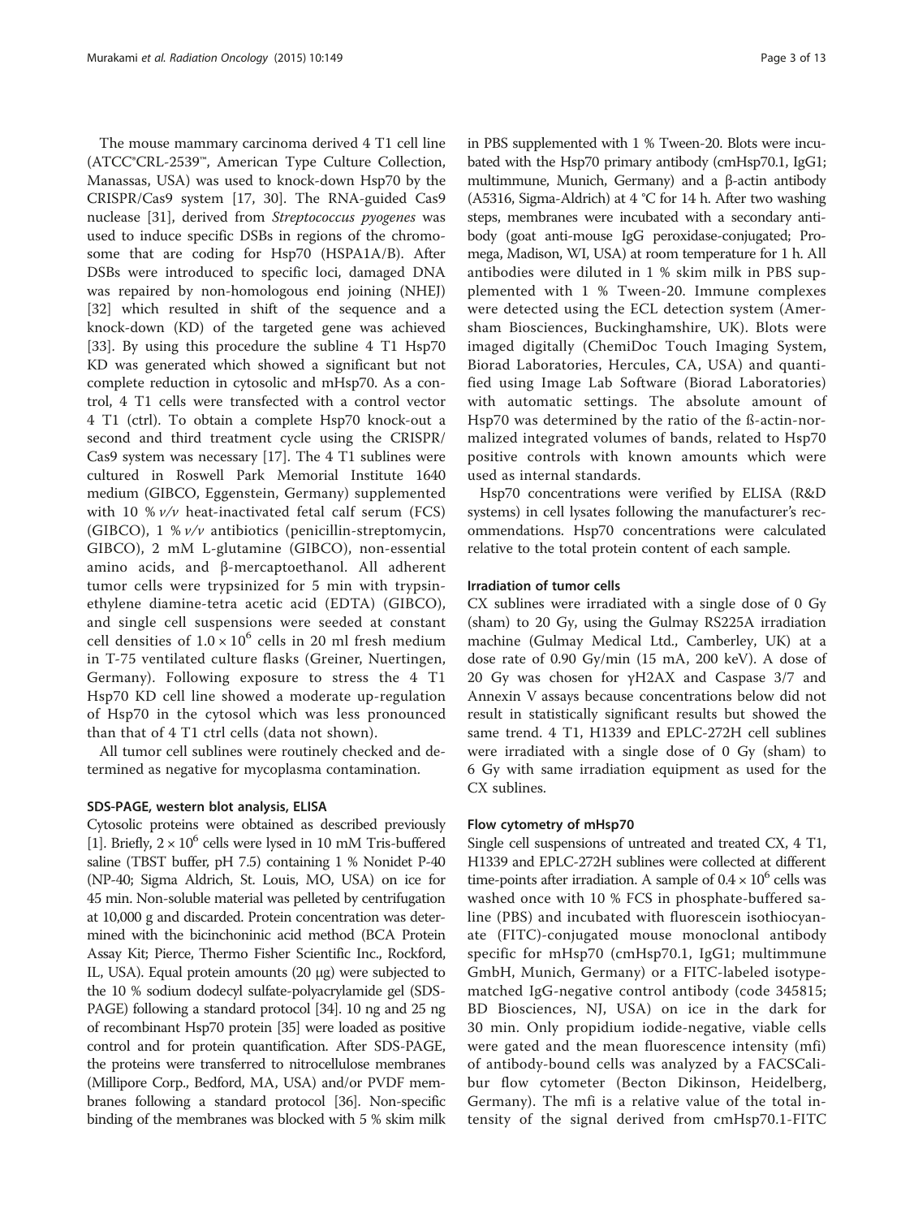The mouse mammary carcinoma derived 4 T1 cell line (ATCC®CRL-2539™, American Type Culture Collection, Manassas, USA) was used to knock-down Hsp70 by the CRISPR/Cas9 system [17, 30]. The RNA-guided Cas9 nuclease [31], derived from *Streptococcus pyogenes* was used to induce specific DSBs in regions of the chromosome that are coding for Hsp70 (HSPA1A/B). After DSBs were introduced to specific loci, damaged DNA was repaired by non-homologous end joining (NHEJ) [32] which resulted in shift of the sequence and a knock-down (KD) of the targeted gene was achieved [33]. By using this procedure the subline 4 T1 Hsp70 KD was generated which showed a significant but not complete reduction in cytosolic and mHsp70. As a control, 4 T1 cells were transfected with a control vector 4 T1 (ctrl). To obtain a complete Hsp70 knock-out a second and third treatment cycle using the CRISPR/Cas9 system was necessary [17]. The 4 T1 sublines were cultured in Roswell Park Memorial Institute 1640 medium (GIBCO, Eggenstein, Germany) supplemented with 10 % *v/v* heat-inactivated fetal calf serum (FCS) (GIBCO), 1 % *v/v* antibiotics (penicillin-streptomycin, GIBCO), 2 mM L-glutamine (GIBCO), non-essential amino acids, and β-mercaptoethanol. All adherent tumor cells were trypsinized for 5 min with trypsin-ethylene diamine-tetra acetic acid (EDTA) (GIBCO), and single cell suspensions were seeded at constant cell densities of $1.0 \times 10^6$ cells in 20 ml fresh medium in T-75 ventilated culture flasks (Greiner, Nuertingen, Germany). Following exposure to stress the 4 T1 Hsp70 KD cell line showed a moderate up-regulation of Hsp70 in the cytosol which was less pronounced than that of 4 T1 ctrl cells (data not shown).

All tumor cell sublines were routinely checked and determined as negative for mycoplasma contamination.

### SDS-PAGE, western blot analysis, ELISA

Cytosolic proteins were obtained as described previously [1]. Briefly, $2 \times 10^6$ cells were lysed in 10 mM Tris-buffered saline (TBST buffer, pH 7.5) containing 1 % Nonidet P-40 (NP-40; Sigma Aldrich, St. Louis, MO, USA) on ice for 45 min. Non-soluble material was pelleted by centrifugation at 10,000 g and discarded. Protein concentration was determined with the bicinchoninic acid method (BCA Protein Assay Kit; Pierce, Thermo Fisher Scientific Inc., Rockford, IL, USA). Equal protein amounts (20 μg) were subjected to the 10 % sodium dodecyl sulfate-polyacrylamide gel (SDS-PAGE) following a standard protocol [34]. 10 ng and 25 ng of recombinant Hsp70 protein [35] were loaded as positive control and for protein quantification. After SDS-PAGE, the proteins were transferred to nitrocellulose membranes (Millipore Corp., Bedford, MA, USA) and/or PVDF membranes following a standard protocol [36]. Non-specific binding of the membranes was blocked with 5 % skim milk in PBS supplemented with 1 % Tween-20. Blots were incubated with the Hsp70 primary antibody (cmHsp70.1, IgG1; multimmune, Munich, Germany) and a β-actin antibody (A5316, Sigma-Aldrich) at 4 °C for 14 h. After two washing steps, membranes were incubated with a secondary antibody (goat anti-mouse IgG peroxidase-conjugated; Promega, Madison, WI, USA) at room temperature for 1 h. All antibodies were diluted in 1 % skim milk in PBS supplemented with 1 % Tween-20. Immune complexes were detected using the ECL detection system (Amersham Biosciences, Buckinghamshire, UK). Blots were imaged digitally (ChemiDoc Touch Imaging System, Biorad Laboratories, Hercules, CA, USA) and quantified using Image Lab Software (Biorad Laboratories) with automatic settings. The absolute amount of Hsp70 was determined by the ratio of the ß-actin-normalized integrated volumes of bands, related to Hsp70 positive controls with known amounts which were used as internal standards.

Hsp70 concentrations were verified by ELISA (R&D systems) in cell lysates following the manufacturer's recommendations. Hsp70 concentrations were calculated relative to the total protein content of each sample.

### Irradiation of tumor cells

CX sublines were irradiated with a single dose of 0 Gy (sham) to 20 Gy, using the Gulmay RS225A irradiation machine (Gulmay Medical Ltd., Camberley, UK) at a dose rate of 0.90 Gy/min (15 mA, 200 keV). A dose of 20 Gy was chosen for γH2AX and Caspase 3/7 and Annexin V assays because concentrations below did not result in statistically significant results but showed the same trend. 4 T1, H1339 and EPLC-272H cell sublines were irradiated with a single dose of 0 Gy (sham) to 6 Gy with same irradiation equipment as used for the CX sublines.

### Flow cytometry of mHsp70

Single cell suspensions of untreated and treated CX, 4 T1, H1339 and EPLC-272H sublines were collected at different time-points after irradiation. A sample of $0.4 \times 10^6$ cells was washed once with 10 % FCS in phosphate-buffered saline (PBS) and incubated with fluorescein isothiocyanate (FITC)-conjugated mouse monoclonal antibody specific for mHsp70 (cmHsp70.1, IgG1; multimmune GmbH, Munich, Germany) or a FITC-labeled isotype-matched IgG-negative control antibody (code 345815; BD Biosciences, NJ, USA) on ice in the dark for 30 min. Only propidium iodide-negative, viable cells were gated and the mean fluorescence intensity (mfi) of antibody-bound cells was analyzed by a FACSCalibur flow cytometer (Becton Dikinson, Heidelberg, Germany). The mfi is a relative value of the total intensity of the signal derived from cmHsp70.1-FITC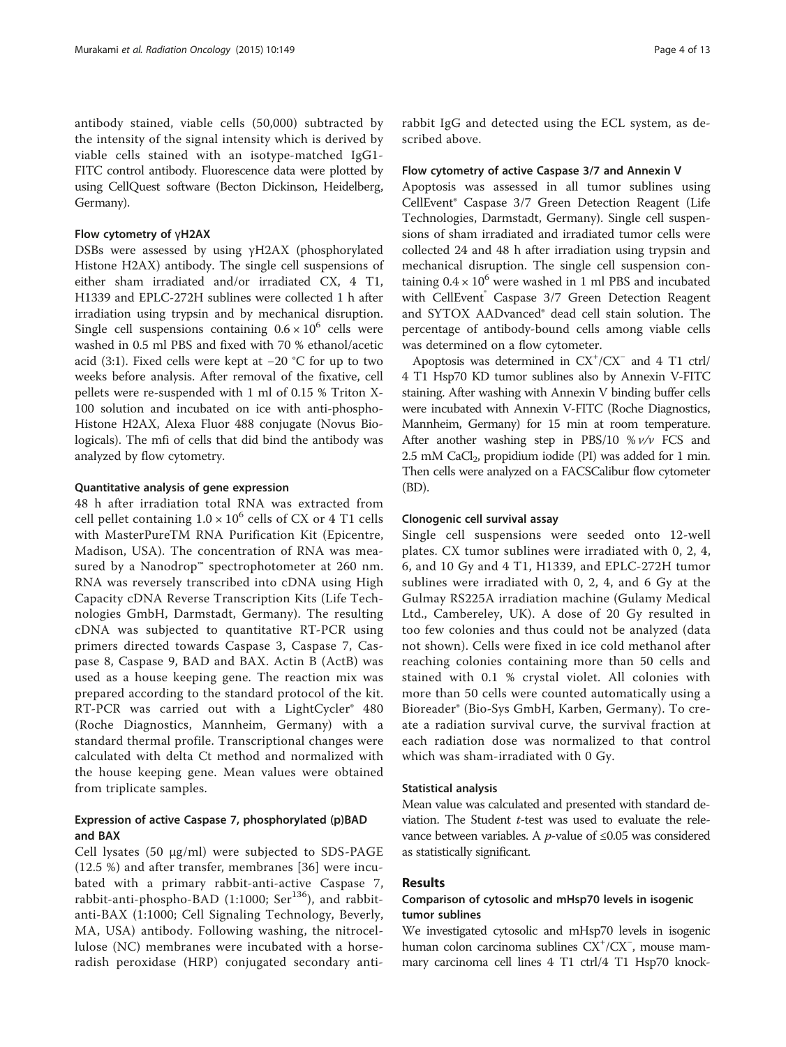antibody stained, viable cells (50,000) subtracted by the intensity of the signal intensity which is derived by viable cells stained with an isotype-matched IgG1-FITC control antibody. Fluorescence data were plotted by using CellQuest software (Becton Dickinson, Heidelberg, Germany).

#### Flow cytometry of γH2AX

DSBs were assessed by using γH2AX (phosphorylated Histone H2AX) antibody. The single cell suspensions of either sham irradiated and/or irradiated CX, 4 T1, H1339 and EPLC-272H sublines were collected 1 h after irradiation using trypsin and by mechanical disruption. Single cell suspensions containing $0.6 \times 10^6$ cells were washed in 0.5 ml PBS and fixed with 70 % ethanol/acetic acid (3:1). Fixed cells were kept at −20 °C for up to two weeks before analysis. After removal of the fixative, cell pellets were re-suspended with 1 ml of 0.15 % Triton X-100 solution and incubated on ice with anti-phospho-Histone H2AX, Alexa Fluor 488 conjugate (Novus Biologicals). The mfi of cells that did bind the antibody was analyzed by flow cytometry.

#### Quantitative analysis of gene expression

48 h after irradiation total RNA was extracted from cell pellet containing $1.0 \times 10^6$ cells of CX or 4 T1 cells with MasterPureTM RNA Purification Kit (Epicentre, Madison, USA). The concentration of RNA was measured by a Nanodrop™ spectrophotometer at 260 nm. RNA was reversely transcribed into cDNA using High Capacity cDNA Reverse Transcription Kits (Life Technologies GmbH, Darmstadt, Germany). The resulting cDNA was subjected to quantitative RT-PCR using primers directed towards Caspase 3, Caspase 7, Caspase 8, Caspase 9, BAD and BAX. Actin B (ActB) was used as a house keeping gene. The reaction mix was prepared according to the standard protocol of the kit. RT-PCR was carried out with a LightCycler® 480 (Roche Diagnostics, Mannheim, Germany) with a standard thermal profile. Transcriptional changes were calculated with delta Ct method and normalized with the house keeping gene. Mean values were obtained from triplicate samples.

### Expression of active Caspase 7, phosphorylated (p)BAD and BAX

Cell lysates (50 μg/ml) were subjected to SDS-PAGE (12.5 %) and after transfer, membranes [36] were incubated with a primary rabbit-anti-active Caspase 7, rabbit-anti-phospho-BAD (1:1000; $Ser^{136}$), and rabbit-anti-BAX (1:1000; Cell Signaling Technology, Beverly, MA, USA) antibody. Following washing, the nitrocellulose (NC) membranes were incubated with a horseradish peroxidase (HRP) conjugated secondary anti-rabbit IgG and detected using the ECL system, as described above.

#### Flow cytometry of active Caspase 3/7 and Annexin V

Apoptosis was assessed in all tumor sublines using CellEvent® Caspase 3/7 Green Detection Reagent (Life Technologies, Darmstadt, Germany). Single cell suspensions of sham irradiated and irradiated tumor cells were collected 24 and 48 h after irradiation using trypsin and mechanical disruption. The single cell suspension containing $0.4 \times 10^6$ were washed in 1 ml PBS and incubated with CellEvent® Caspase 3/7 Green Detection Reagent and SYTOX AADvanced® dead cell stain solution. The percentage of antibody-bound cells among viable cells was determined on a flow cytometer.

Apoptosis was determined in $CX^+/CX^-$ and 4 T1 ctrl/4 T1 Hsp70 KD tumor sublines also by Annexin V-FITC staining. After washing with Annexin V binding buffer cells were incubated with Annexin V-FITC (Roche Diagnostics, Mannheim, Germany) for 15 min at room temperature. After another washing step in PBS/10 % *v/v* FCS and 2.5 mM $CaCl_2$, propidium iodide (PI) was added for 1 min. Then cells were analyzed on a FACSCalibur flow cytometer (BD).

#### Clonogenic cell survival assay

Single cell suspensions were seeded onto 12-well plates. CX tumor sublines were irradiated with 0, 2, 4, 6, and 10 Gy and 4 T1, H1339, and EPLC-272H tumor sublines were irradiated with 0, 2, 4, and 6 Gy at the Gulmay RS225A irradiation machine (Gulamy Medical Ltd., Cambereley, UK). A dose of 20 Gy resulted in too few colonies and thus could not be analyzed (data not shown). Cells were fixed in ice cold methanol after reaching colonies containing more than 50 cells and stained with 0.1 % crystal violet. All colonies with more than 50 cells were counted automatically using a Bioreader® (Bio-Sys GmbH, Karben, Germany). To create a radiation survival curve, the survival fraction at each radiation dose was normalized to that control which was sham-irradiated with 0 Gy.

#### Statistical analysis

Mean value was calculated and presented with standard deviation. The Student *t*-test was used to evaluate the relevance between variables. A *p*-value of ≤0.05 was considered as statistically significant.

## Results

### Comparison of cytosolic and mHsp70 levels in isogenic tumor sublines

We investigated cytosolic and mHsp70 levels in isogenic human colon carcinoma sublines $CX^+/CX^-$, mouse mammary carcinoma cell lines 4 T1 ctrl/4 T1 Hsp70 knock-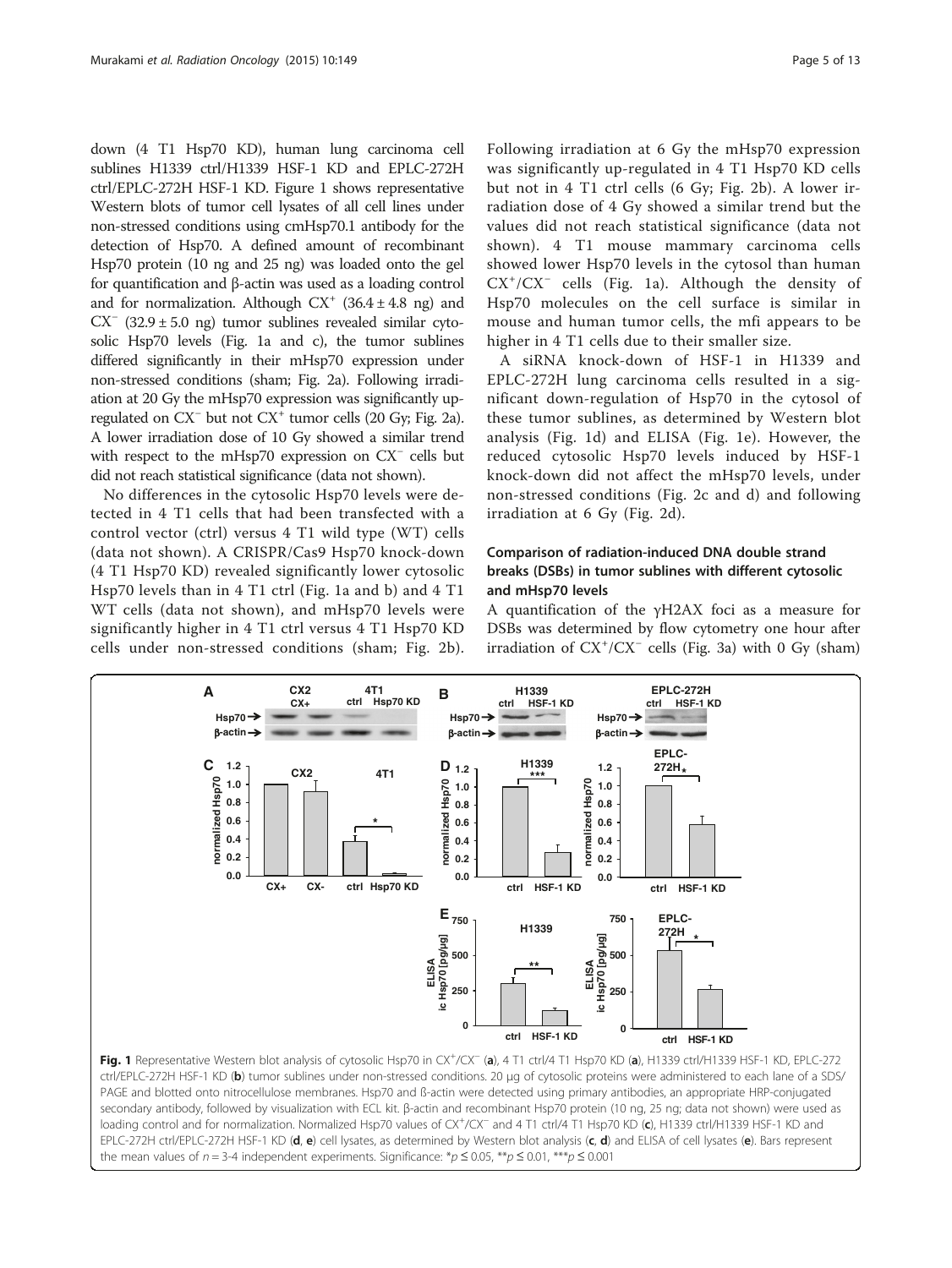down (4 T1 Hsp70 KD), human lung carcinoma cell sublines H1339 ctrl/H1339 HSF-1 KD and EPLC-272H ctrl/EPLC-272H HSF-1 KD. Figure 1 shows representative Western blots of tumor cell lysates of all cell lines under non-stressed conditions using cmHsp70.1 antibody for the detection of Hsp70. A defined amount of recombinant Hsp70 protein (10 ng and 25 ng) was loaded onto the gel for quantification and β-actin was used as a loading control and for normalization. Although $CX^+$ (36.4 ± 4.8 ng) and $CX^-$ (32.9 ± 5.0 ng) tumor sublines revealed similar cytosolic Hsp70 levels (Fig. 1a and c), the tumor sublines differed significantly in their mHsp70 expression under non-stressed conditions (sham; Fig. 2a). Following irradiation at 20 Gy the mHsp70 expression was significantly up-regulated on $CX^-$ but not $CX^+$ tumor cells (20 Gy; Fig. 2a). A lower irradiation dose of 10 Gy showed a similar trend with respect to the mHsp70 expression on $CX^-$ cells but did not reach statistical significance (data not shown).

No differences in the cytosolic Hsp70 levels were detected in 4 T1 cells that had been transfected with a control vector (ctrl) versus 4 T1 wild type (WT) cells (data not shown). A CRISPR/Cas9 Hsp70 knock-down (4 T1 Hsp70 KD) revealed significantly lower cytosolic Hsp70 levels than in 4 T1 ctrl (Fig. 1a and b) and 4 T1 WT cells (data not shown), and mHsp70 levels were significantly higher in 4 T1 ctrl versus 4 T1 Hsp70 KD cells under non-stressed conditions (sham; Fig. 2b). Following irradiation at 6 Gy the mHsp70 expression was significantly up-regulated in 4 T1 Hsp70 KD cells but not in 4 T1 ctrl cells (6 Gy; Fig. 2b). A lower irradiation dose of 4 Gy showed a similar trend but the values did not reach statistical significance (data not shown). 4 T1 mouse mammary carcinoma cells showed lower Hsp70 levels in the cytosol than human $CX^+/CX^-$ cells (Fig. 1a). Although the density of Hsp70 molecules on the cell surface is similar in mouse and human tumor cells, the mfi appears to be higher in 4 T1 cells due to their smaller size.

A siRNA knock-down of HSF-1 in H1339 and EPLC-272H lung carcinoma cells resulted in a significant down-regulation of Hsp70 in the cytosol of these tumor sublines, as determined by Western blot analysis (Fig. 1d) and ELISA (Fig. 1e). However, the reduced cytosolic Hsp70 levels induced by HSF-1 knock-down did not affect the mHsp70 levels, under non-stressed conditions (Fig. 2c and d) and following irradiation at 6 Gy (Fig. 2d).

### Comparison of radiation-induced DNA double strand breaks (DSBs) in tumor sublines with different cytosolic and mHsp70 levels

A quantification of the γH2AX foci as a measure for DSBs was determined by flow cytometry one hour after irradiation of $CX^+/CX^-$ cells (Fig. 3a) with 0 Gy (sham)

**Fig. 1** Representative Western blot analysis of cytosolic Hsp70 in $CX^+/CX^-$ (**a**), 4 T1 ctrl/4 T1 Hsp70 KD (**a**), H1339 ctrl/H1339 HSF-1 KD, EPLC-272 ctrl/EPLC-272H HSF-1 KD (**b**) tumor sublines under non-stressed conditions. 20 μg of cytosolic proteins were administered to each lane of a SDS/PAGE and blotted onto nitrocellulose membranes. Hsp70 and ß-actin were detected using primary antibodies, an appropriate HRP-conjugated secondary antibody, followed by visualization with ECL kit. β-actin and recombinant Hsp70 protein (10 ng, 25 ng; data not shown) were used as loading control and for normalization. Normalized Hsp70 values of $CX^+/CX^-$ and 4 T1 ctrl/4 T1 Hsp70 KD (**c**), H1339 ctrl/H1339 HSF-1 KD and EPLC-272H ctrl/EPLC-272H HSF-1 KD (**d**, **e**) cell lysates, as determined by Western blot analysis (**c**, **d**) and ELISA of cell lysates (**e**). Bars represent the mean values of $n = 3$-4 independent experiments. Significance: $*p \leq 0.05$, $**p \leq 0.01$, $***p \leq 0.001$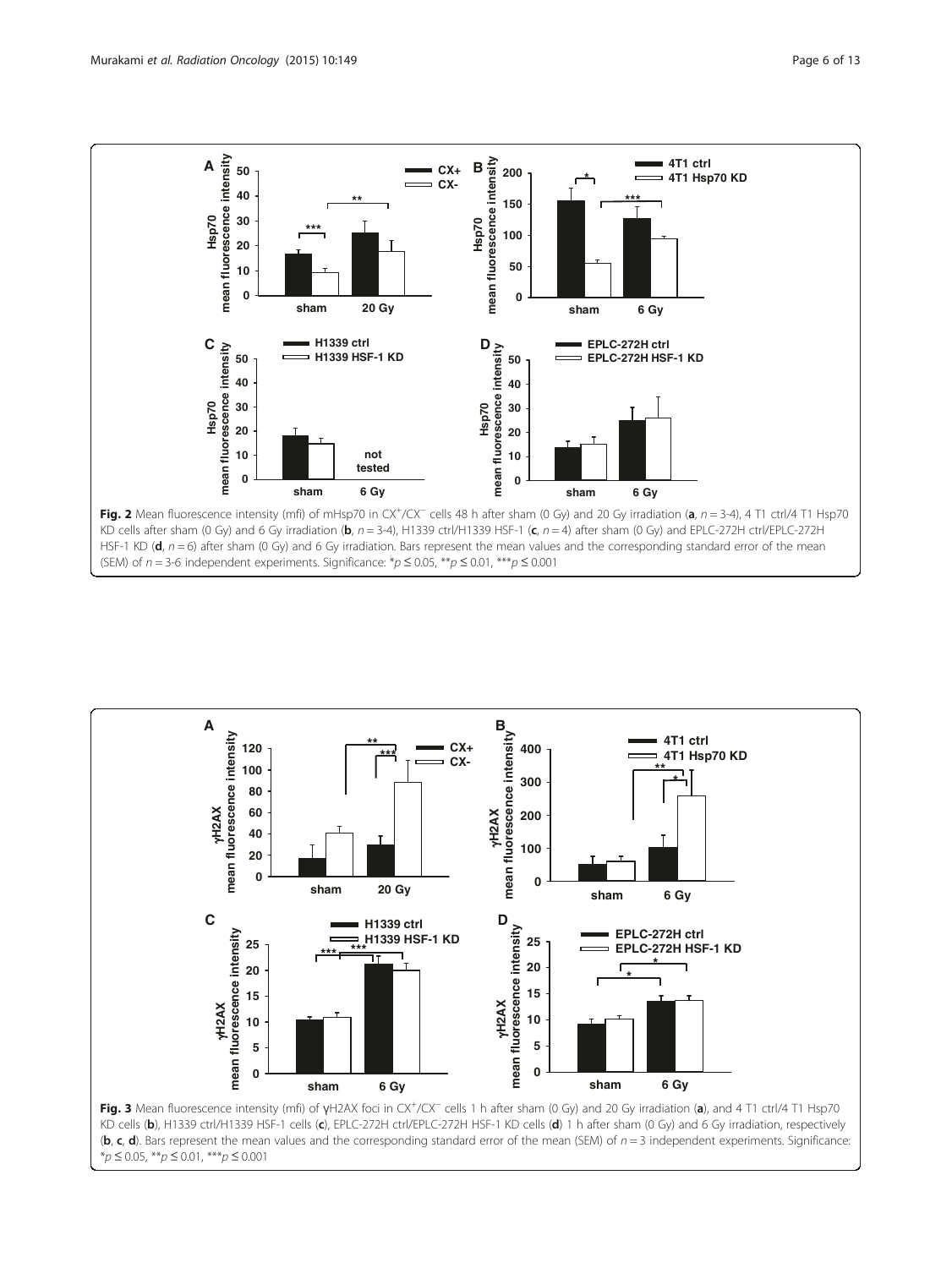**Fig. 2** Mean fluorescence intensity (mfi) of mHsp70 in CX$^+$/CX$^-$ cells 48 h after sham (0 Gy) and 20 Gy irradiation (**a**, $n = 3$-4), 4 T1 ctrl/4 T1 Hsp70 KD cells after sham (0 Gy) and 6 Gy irradiation (**b**, $n = 3$-4), H1339 ctrl/H1339 HSF-1 (**c**, $n = 4$) after sham (0 Gy) and EPLC-272H ctrl/EPLC-272H HSF-1 KD (**d**, $n = 6$) after sham (0 Gy) and 6 Gy irradiation. Bars represent the mean values and the corresponding standard error of the mean (SEM) of $n = 3$-6 independent experiments. Significance: *$p \leq 0.05$, **$p \leq 0.01$, ***$p \leq 0.001$

**Fig. 3** Mean fluorescence intensity (mfi) of γH2AX foci in CX$^+$/CX$^-$ cells 1 h after sham (0 Gy) and 20 Gy irradiation (**a**), and 4 T1 ctrl/4 T1 Hsp70 KD cells (**b**), H1339 ctrl/H1339 HSF-1 cells (**c**), EPLC-272H ctrl/EPLC-272H HSF-1 KD cells (**d**) 1 h after sham (0 Gy) and 6 Gy irradiation, respectively (**b**, **c**, **d**). Bars represent the mean values and the corresponding standard error of the mean (SEM) of $n = 3$ independent experiments. Significance: *$p \leq 0.05$, **$p \leq 0.01$, ***$p \leq 0.001$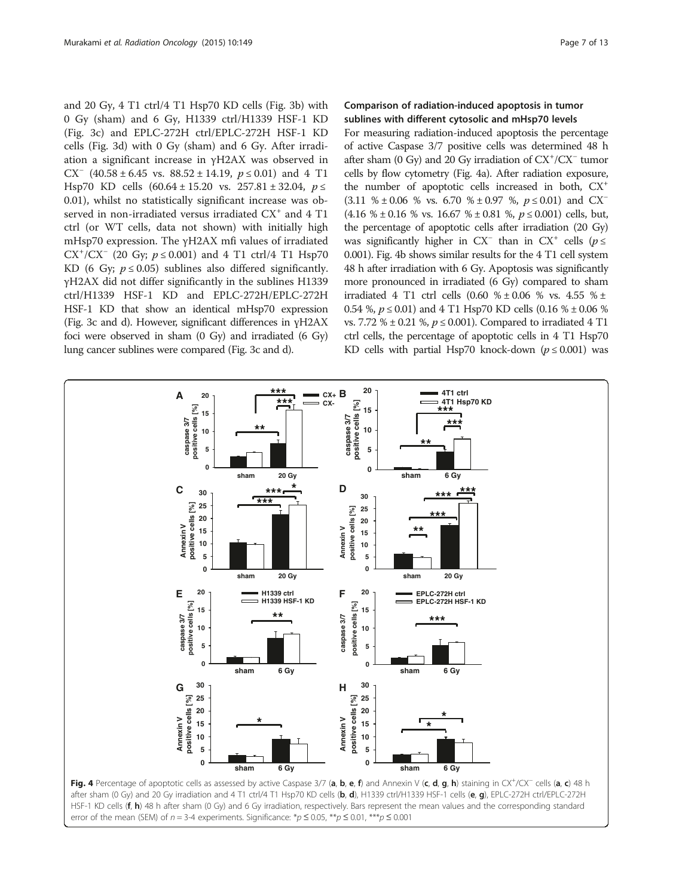and 20 Gy, 4 T1 ctrl/4 T1 Hsp70 KD cells (Fig. 3b) with 0 Gy (sham) and 6 Gy, H1339 ctrl/H1339 HSF-1 KD (Fig. 3c) and EPLC-272H ctrl/EPLC-272H HSF-1 KD cells (Fig. 3d) with 0 Gy (sham) and 6 Gy. After irradiation a significant increase in γH2AX was observed in $CX^-$ (40.58 ± 6.45 vs. 88.52 ± 14.19, $p \leq 0.01$) and 4 T1 Hsp70 KD cells (60.64 ± 15.20 vs. 257.81 ± 32.04, $p \leq 0.01$), whilst no statistically significant increase was observed in non-irradiated versus irradiated $CX^+$ and 4 T1 ctrl (or WT cells, data not shown) with initially high mHsp70 expression. The γH2AX mfi values of irradiated $CX^+$/$CX^-$ (20 Gy; $p \leq 0.001$) and 4 T1 ctrl/4 T1 Hsp70 KD (6 Gy; $p \leq 0.05$) sublines also differed significantly. γH2AX did not differ significantly in the sublines H1339 ctrl/H1339 HSF-1 KD and EPLC-272H/EPLC-272H HSF-1 KD that show an identical mHsp70 expression (Fig. 3c and d). However, significant differences in γH2AX foci were observed in sham (0 Gy) and irradiated (6 Gy) lung cancer sublines were compared (Fig. 3c and d).

### Comparison of radiation-induced apoptosis in tumor sublines with different cytosolic and mHsp70 levels

For measuring radiation-induced apoptosis the percentage of active Caspase 3/7 positive cells was determined 48 h after sham (0 Gy) and 20 Gy irradiation of $CX^+$/$CX^-$ tumor cells by flow cytometry (Fig. 4a). After radiation exposure, the number of apoptotic cells increased in both, $CX^+$ (3.11 % ± 0.06 % vs. 6.70 % ± 0.97 %, $p \leq 0.01$) and $CX^-$ (4.16 % ± 0.16 % vs. 16.67 % ± 0.81 %, $p \leq 0.001$) cells, but, the percentage of apoptotic cells after irradiation (20 Gy) was significantly higher in $CX^-$ than in $CX^+$ cells ($p \leq 0.001$). Fig. 4b shows similar results for the 4 T1 cell system 48 h after irradiation with 6 Gy. Apoptosis was significantly more pronounced in irradiated (6 Gy) compared to sham irradiated 4 T1 ctrl cells (0.60 % ± 0.06 % vs. 4.55 % ± 0.54 %, $p \leq 0.01$) and 4 T1 Hsp70 KD cells (0.16 % ± 0.06 % vs. 7.72 % ± 0.21 %, $p \leq 0.001$). Compared to irradiated 4 T1 ctrl cells, the percentage of apoptotic cells in 4 T1 Hsp70 KD cells with partial Hsp70 knock-down ($p \leq 0.001$) was

**Fig. 4** Percentage of apoptotic cells as assessed by active Caspase 3/7 (**a**, **b**, **e**, **f**) and Annexin V (**c**, **d**, **g**, **h**) staining in $CX^+$/$CX^-$ cells (**a**, **c**) 48 h after sham (0 Gy) and 20 Gy irradiation and 4 T1 ctrl/4 T1 Hsp70 KD cells (**b**, **d**), H1339 ctrl/H1339 HSF-1 cells (**e**, **g**), EPLC-272H ctrl/EPLC-272H HSF-1 KD cells (**f**, **h**) 48 h after sham (0 Gy) and 6 Gy irradiation, respectively. Bars represent the mean values and the corresponding standard error of the mean (SEM) of $n$ = 3-4 experiments. Significance: *$p \leq 0.05$, **$p \leq 0.01$, ***$p \leq 0.001$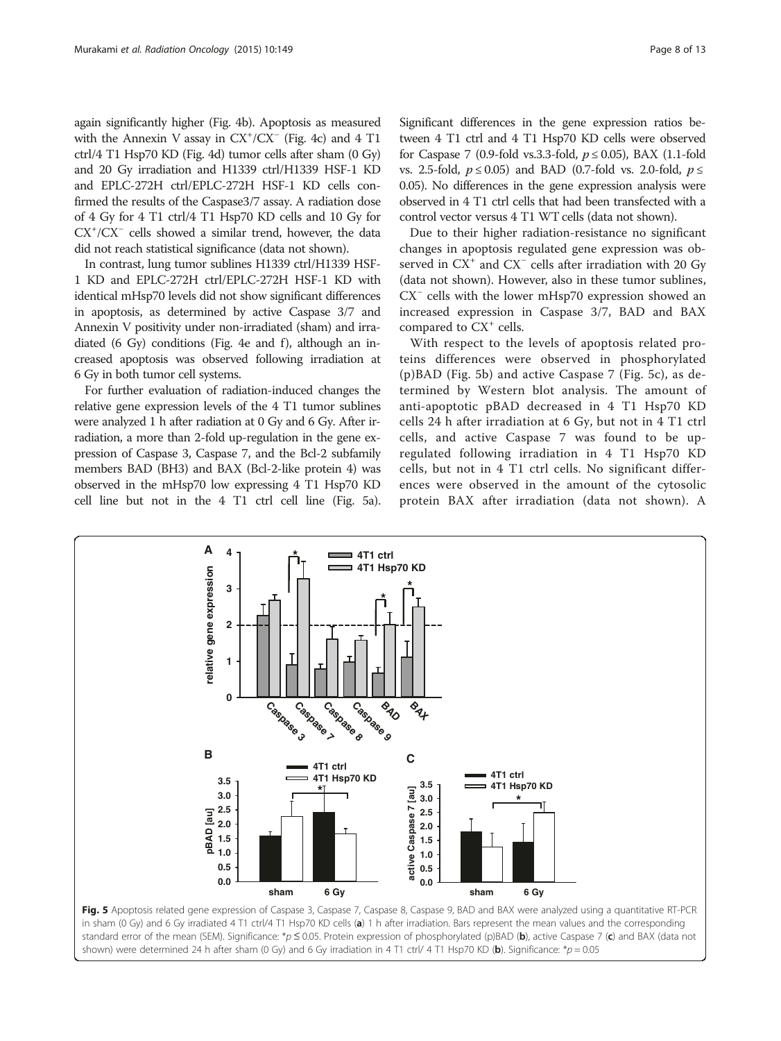again significantly higher (Fig. 4b). Apoptosis as measured with the Annexin V assay in $CX^+/CX^-$ (Fig. 4c) and 4 T1 ctrl/4 T1 Hsp70 KD (Fig. 4d) tumor cells after sham (0 Gy) and 20 Gy irradiation and H1339 ctrl/H1339 HSF-1 KD and EPLC-272H ctrl/EPLC-272H HSF-1 KD cells confirmed the results of the Caspase3/7 assay. A radiation dose of 4 Gy for 4 T1 ctrl/4 T1 Hsp70 KD cells and 10 Gy for $CX^+/CX^-$ cells showed a similar trend, however, the data did not reach statistical significance (data not shown).

In contrast, lung tumor sublines H1339 ctrl/H1339 HSF-1 KD and EPLC-272H ctrl/EPLC-272H HSF-1 KD with identical mHsp70 levels did not show significant differences in apoptosis, as determined by active Caspase 3/7 and Annexin V positivity under non-irradiated (sham) and irradiated (6 Gy) conditions (Fig. 4e and f), although an increased apoptosis was observed following irradiation at 6 Gy in both tumor cell systems.

For further evaluation of radiation-induced changes the relative gene expression levels of the 4 T1 tumor sublines were analyzed 1 h after radiation at 0 Gy and 6 Gy. After irradiation, a more than 2-fold up-regulation in the gene expression of Caspase 3, Caspase 7, and the Bcl-2 subfamily members BAD (BH3) and BAX (Bcl-2-like protein 4) was observed in the mHsp70 low expressing 4 T1 Hsp70 KD cell line but not in the 4 T1 ctrl cell line (Fig. 5a). Significant differences in the gene expression ratios between 4 T1 ctrl and 4 T1 Hsp70 KD cells were observed for Caspase 7 (0.9-fold vs.3.3-fold, $p \leq 0.05$), BAX (1.1-fold vs. 2.5-fold, $p \leq 0.05$) and BAD (0.7-fold vs. 2.0-fold, $p \leq 0.05$). No differences in the gene expression analysis were observed in 4 T1 ctrl cells that had been transfected with a control vector versus 4 T1 WT cells (data not shown).

Due to their higher radiation-resistance no significant changes in apoptosis regulated gene expression was observed in $CX^+$ and $CX^-$ cells after irradiation with 20 Gy (data not shown). However, also in these tumor sublines, $CX^-$ cells with the lower mHsp70 expression showed an increased expression in Caspase 3/7, BAD and BAX compared to $CX^+$ cells.

With respect to the levels of apoptosis related proteins differences were observed in phosphorylated (p)BAD (Fig. 5b) and active Caspase 7 (Fig. 5c), as determined by Western blot analysis. The amount of anti-apoptotic pBAD decreased in 4 T1 Hsp70 KD cells 24 h after irradiation at 6 Gy, but not in 4 T1 ctrl cells, and active Caspase 7 was found to be upregulated following irradiation in 4 T1 Hsp70 KD cells, but not in 4 T1 ctrl cells. No significant differences were observed in the amount of the cytosolic protein BAX after irradiation (data not shown). A

**Fig. 5** Apoptosis related gene expression of Caspase 3, Caspase 7, Caspase 8, Caspase 9, BAD and BAX were analyzed using a quantitative RT-PCR in sham (0 Gy) and 6 Gy irradiated 4 T1 ctrl/4 T1 Hsp70 KD cells (**a**) 1 h after irradiation. Bars represent the mean values and the corresponding standard error of the mean (SEM). Significance: *$p \leq 0.05$. Protein expression of phosphorylated (p)BAD (**b**), active Caspase 7 (**c**) and BAX (data not shown) were determined 24 h after sham (0 Gy) and 6 Gy irradiation in 4 T1 ctrl/ 4 T1 Hsp70 KD (**b**). Significance: *$p = 0.05$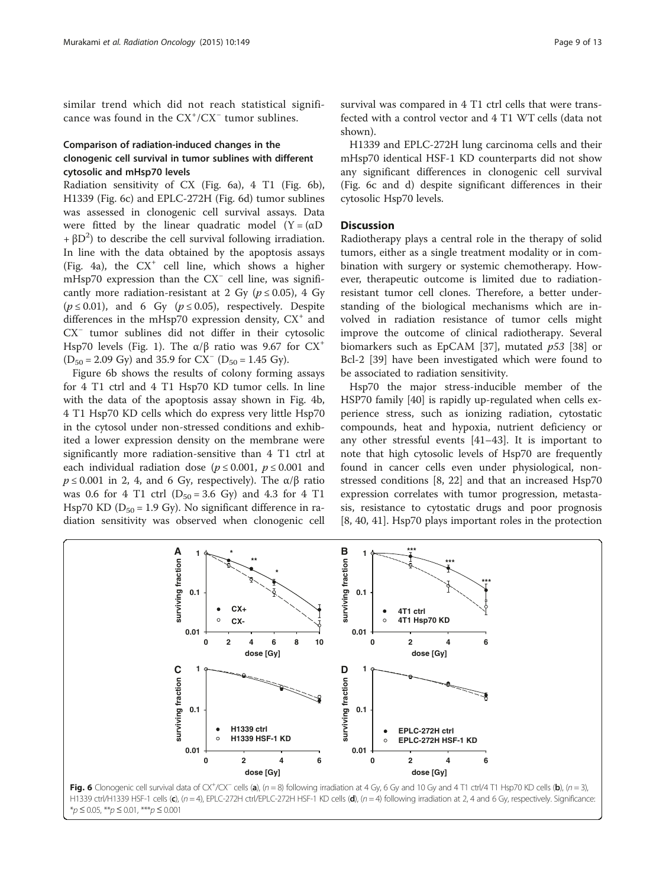similar trend which did not reach statistical significance was found in the $CX^+$/$CX^-$ tumor sublines.

### Comparison of radiation-induced changes in the clonogenic cell survival in tumor sublines with different cytosolic and mHsp70 levels

Radiation sensitivity of CX (Fig. 6a), 4 T1 (Fig. 6b), H1339 (Fig. 6c) and EPLC-272H (Fig. 6d) tumor sublines was assessed in clonogenic cell survival assays. Data were fitted by the linear quadratic model ($Y = (\alpha D + \beta D^2)$ to describe the cell survival following irradiation. In line with the data obtained by the apoptosis assays (Fig. 4a), the $CX^+$ cell line, which shows a higher mHsp70 expression than the $CX^-$ cell line, was significantly more radiation-resistant at 2 Gy ($p \leq 0.05$), 4 Gy ($p \leq 0.01$), and 6 Gy ($p \leq 0.05$), respectively. Despite differences in the mHsp70 expression density, $CX^+$ and $CX^-$ tumor sublines did not differ in their cytosolic Hsp70 levels (Fig. 1). The $\alpha/\beta$ ratio was 9.67 for $CX^+$ ($D_{50} = 2.09$ Gy) and 35.9 for $CX^-$ ($D_{50} = 1.45$ Gy).

Figure 6b shows the results of colony forming assays for 4 T1 ctrl and 4 T1 Hsp70 KD tumor cells. In line with the data of the apoptosis assay shown in Fig. 4b, 4 T1 Hsp70 KD cells which do express very little Hsp70 in the cytosol under non-stressed conditions and exhibited a lower expression density on the membrane were significantly more radiation-sensitive than 4 T1 ctrl at each individual radiation dose ($p \leq 0.001$, $p \leq 0.001$ and $p \leq 0.001$ in 2, 4, and 6 Gy, respectively). The $\alpha/\beta$ ratio was 0.6 for 4 T1 ctrl ($D_{50} = 3.6$ Gy) and 4.3 for 4 T1 Hsp70 KD ($D_{50} = 1.9$ Gy). No significant difference in radiation sensitivity was observed when clonogenic cell survival was compared in 4 T1 ctrl cells that were transfected with a control vector and 4 T1 WT cells (data not shown).

H1339 and EPLC-272H lung carcinoma cells and their mHsp70 identical HSF-1 KD counterparts did not show any significant differences in clonogenic cell survival (Fig. 6c and d) despite significant differences in their cytosolic Hsp70 levels.

## Discussion

Radiotherapy plays a central role in the therapy of solid tumors, either as a single treatment modality or in combination with surgery or systemic chemotherapy. However, therapeutic outcome is limited due to radiation-resistant tumor cell clones. Therefore, a better understanding of the biological mechanisms which are involved in radiation resistance of tumor cells might improve the outcome of clinical radiotherapy. Several biomarkers such as EpCAM [37], mutated *p53* [38] or Bcl-2 [39] have been investigated which were found to be associated to radiation sensitivity.

Hsp70 the major stress-inducible member of the HSP70 family [40] is rapidly up-regulated when cells experience stress, such as ionizing radiation, cytostatic compounds, heat and hypoxia, nutrient deficiency or any other stressful events [41–43]. It is important to note that high cytosolic levels of Hsp70 are frequently found in cancer cells even under physiological, non-stressed conditions [8, 22] and that an increased Hsp70 expression correlates with tumor progression, metastasis, resistance to cytostatic drugs and poor prognosis [8, 40, 41]. Hsp70 plays important roles in the protection

**Fig. 6** Clonogenic cell survival data of $CX^+$/$CX^-$ cells (**a**), ($n = 8$) following irradiation at 4 Gy, 6 Gy and 10 Gy and 4 T1 ctrl/4 T1 Hsp70 KD cells (**b**), ($n = 3$), H1339 ctrl/H1339 HSF-1 cells (**c**), ($n = 4$), EPLC-272H ctrl/EPLC-272H HSF-1 KD cells (**d**), ($n = 4$) following irradiation at 2, 4 and 6 Gy, respectively. Significance: *$p \leq 0.05$, **$p \leq 0.01$, ***$p \leq 0.001$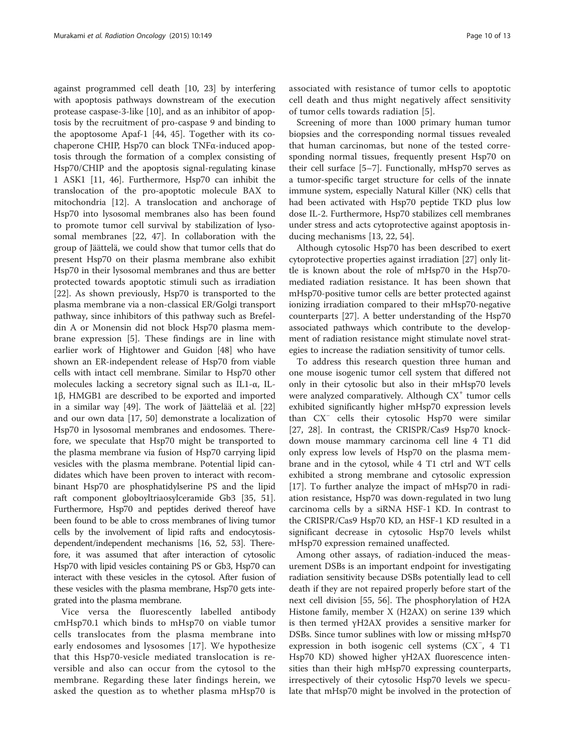against programmed cell death [10, 23] by interfering with apoptosis pathways downstream of the execution protease caspase-3-like [10], and as an inhibitor of apoptosis by the recruitment of pro-caspase 9 and binding to the apoptosome Apaf-1 [44, 45]. Together with its co-chaperone CHIP, Hsp70 can block TNFα-induced apoptosis through the formation of a complex consisting of Hsp70/CHIP and the apoptosis signal-regulating kinase 1 ASK1 [11, 46]. Furthermore, Hsp70 can inhibit the translocation of the pro-apoptotic molecule BAX to mitochondria [12]. A translocation and anchorage of Hsp70 into lysosomal membranes also has been found to promote tumor cell survival by stabilization of lysosomal membranes [22, 47]. In collaboration with the group of Jäättelä, we could show that tumor cells that do present Hsp70 on their plasma membrane also exhibit Hsp70 in their lysosomal membranes and thus are better protected towards apoptotic stimuli such as irradiation [22]. As shown previously, Hsp70 is transported to the plasma membrane via a non-classical ER/Golgi transport pathway, since inhibitors of this pathway such as Brefeldin A or Monensin did not block Hsp70 plasma membrane expression [5]. These findings are in line with earlier work of Hightower and Guidon [48] who have shown an ER-independent release of Hsp70 from viable cells with intact cell membrane. Similar to Hsp70 other molecules lacking a secretory signal such as IL1-α, IL-1β, HMGB1 are described to be exported and imported in a similar way [49]. The work of Jäättelää et al. [22] and our own data [17, 50] demonstrate a localization of Hsp70 in lysosomal membranes and endosomes. Therefore, we speculate that Hsp70 might be transported to the plasma membrane via fusion of Hsp70 carrying lipid vesicles with the plasma membrane. Potential lipid candidates which have been proven to interact with recombinant Hsp70 are phosphatidylserine PS and the lipid raft component globoyltriaosylceramide Gb3 [35, 51]. Furthermore, Hsp70 and peptides derived thereof have been found to be able to cross membranes of living tumor cells by the involvement of lipid rafts and endocytosis-dependent/independent mechanisms [16, 52, 53]. Therefore, it was assumed that after interaction of cytosolic Hsp70 with lipid vesicles containing PS or Gb3, Hsp70 can interact with these vesicles in the cytosol. After fusion of these vesicles with the plasma membrane, Hsp70 gets integrated into the plasma membrane.

Vice versa the fluorescently labelled antibody cmHsp70.1 which binds to mHsp70 on viable tumor cells translocates from the plasma membrane into early endosomes and lysosomes [17]. We hypothesize that this Hsp70-vesicle mediated translocation is reversible and also can occur from the cytosol to the membrane. Regarding these later findings herein, we asked the question as to whether plasma mHsp70 is associated with resistance of tumor cells to apoptotic cell death and thus might negatively affect sensitivity of tumor cells towards radiation [5].

Screening of more than 1000 primary human tumor biopsies and the corresponding normal tissues revealed that human carcinomas, but none of the tested corresponding normal tissues, frequently present Hsp70 on their cell surface [5–7]. Functionally, mHsp70 serves as a tumor-specific target structure for cells of the innate immune system, especially Natural Killer (NK) cells that had been activated with Hsp70 peptide TKD plus low dose IL-2. Furthermore, Hsp70 stabilizes cell membranes under stress and acts cytoprotective against apoptosis inducing mechanisms [13, 22, 54].

Although cytosolic Hsp70 has been described to exert cytoprotective properties against irradiation [27] only little is known about the role of mHsp70 in the Hsp70-mediated radiation resistance. It has been shown that mHsp70-positive tumor cells are better protected against ionizing irradiation compared to their mHsp70-negative counterparts [27]. A better understanding of the Hsp70 associated pathways which contribute to the development of radiation resistance might stimulate novel strategies to increase the radiation sensitivity of tumor cells.

To address this research question three human and one mouse isogenic tumor cell system that differed not only in their cytosolic but also in their mHsp70 levels were analyzed comparatively. Although $CX^+$ tumor cells exhibited significantly higher mHsp70 expression levels than $CX^-$ cells their cytosolic Hsp70 were similar [27, 28]. In contrast, the CRISPR/Cas9 Hsp70 knockdown mouse mammary carcinoma cell line 4 T1 did only express low levels of Hsp70 on the plasma membrane and in the cytosol, while 4 T1 ctrl and WT cells exhibited a strong membrane and cytosolic expression [17]. To further analyze the impact of mHsp70 in radiation resistance, Hsp70 was down-regulated in two lung carcinoma cells by a siRNA HSF-1 KD. In contrast to the CRISPR/Cas9 Hsp70 KD, an HSF-1 KD resulted in a significant decrease in cytosolic Hsp70 levels whilst mHsp70 expression remained unaffected.

Among other assays, of radiation-induced the measurement DSBs is an important endpoint for investigating radiation sensitivity because DSBs potentially lead to cell death if they are not repaired properly before start of the next cell division [55, 56]. The phosphorylation of H2A Histone family, member X (H2AX) on serine 139 which is then termed γH2AX provides a sensitive marker for DSBs. Since tumor sublines with low or missing mHsp70 expression in both isogenic cell systems ($CX^-$, 4 T1 Hsp70 KD) showed higher γH2AX fluorescence intensities than their high mHsp70 expressing counterparts, irrespectively of their cytosolic Hsp70 levels we speculate that mHsp70 might be involved in the protection of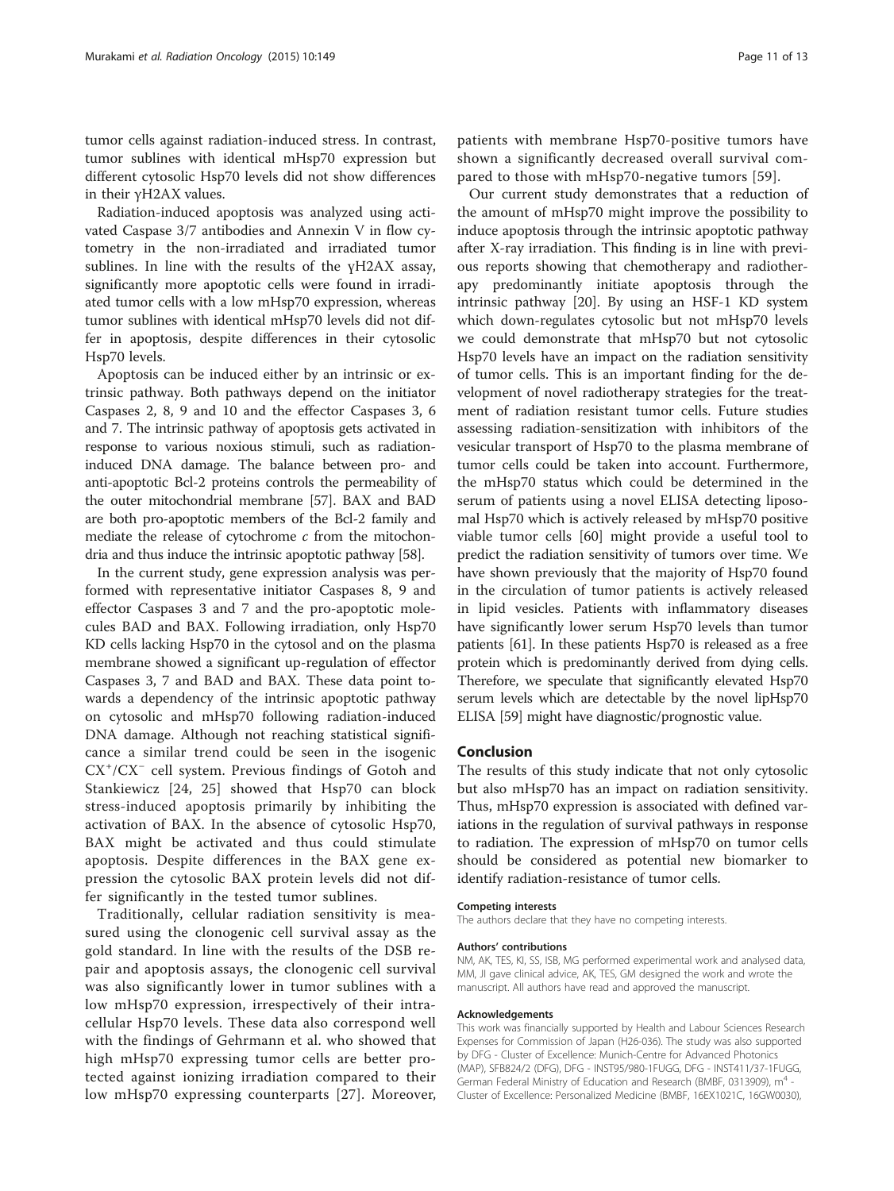tumor cells against radiation-induced stress. In contrast, tumor sublines with identical mHsp70 expression but different cytosolic Hsp70 levels did not show differences in their γH2AX values.

Radiation-induced apoptosis was analyzed using activated Caspase 3/7 antibodies and Annexin V in flow cytometry in the non-irradiated and irradiated tumor sublines. In line with the results of the γH2AX assay, significantly more apoptotic cells were found in irradiated tumor cells with a low mHsp70 expression, whereas tumor sublines with identical mHsp70 levels did not differ in apoptosis, despite differences in their cytosolic Hsp70 levels.

Apoptosis can be induced either by an intrinsic or extrinsic pathway. Both pathways depend on the initiator Caspases 2, 8, 9 and 10 and the effector Caspases 3, 6 and 7. The intrinsic pathway of apoptosis gets activated in response to various noxious stimuli, such as radiation-induced DNA damage. The balance between pro- and anti-apoptotic Bcl-2 proteins controls the permeability of the outer mitochondrial membrane [57]. BAX and BAD are both pro-apoptotic members of the Bcl-2 family and mediate the release of cytochrome *c* from the mitochondria and thus induce the intrinsic apoptotic pathway [58].

In the current study, gene expression analysis was performed with representative initiator Caspases 8, 9 and effector Caspases 3 and 7 and the pro-apoptotic molecules BAD and BAX. Following irradiation, only Hsp70 KD cells lacking Hsp70 in the cytosol and on the plasma membrane showed a significant up-regulation of effector Caspases 3, 7 and BAD and BAX. These data point towards a dependency of the intrinsic apoptotic pathway on cytosolic and mHsp70 following radiation-induced DNA damage. Although not reaching statistical significance a similar trend could be seen in the isogenic $CX^+/CX^-$ cell system. Previous findings of Gotoh and Stankiewicz [24, 25] showed that Hsp70 can block stress-induced apoptosis primarily by inhibiting the activation of BAX. In the absence of cytosolic Hsp70, BAX might be activated and thus could stimulate apoptosis. Despite differences in the BAX gene expression the cytosolic BAX protein levels did not differ significantly in the tested tumor sublines.

Traditionally, cellular radiation sensitivity is measured using the clonogenic cell survival assay as the gold standard. In line with the results of the DSB repair and apoptosis assays, the clonogenic cell survival was also significantly lower in tumor sublines with a low mHsp70 expression, irrespectively of their intracellular Hsp70 levels. These data also correspond well with the findings of Gehrmann et al. who showed that high mHsp70 expressing tumor cells are better protected against ionizing irradiation compared to their low mHsp70 expressing counterparts [27]. Moreover, patients with membrane Hsp70-positive tumors have shown a significantly decreased overall survival compared to those with mHsp70-negative tumors [59].

Our current study demonstrates that a reduction of the amount of mHsp70 might improve the possibility to induce apoptosis through the intrinsic apoptotic pathway after X-ray irradiation. This finding is in line with previous reports showing that chemotherapy and radiotherapy predominantly initiate apoptosis through the intrinsic pathway [20]. By using an HSF-1 KD system which down-regulates cytosolic but not mHsp70 levels we could demonstrate that mHsp70 but not cytosolic Hsp70 levels have an impact on the radiation sensitivity of tumor cells. This is an important finding for the development of novel radiotherapy strategies for the treatment of radiation resistant tumor cells. Future studies assessing radiation-sensitization with inhibitors of the vesicular transport of Hsp70 to the plasma membrane of tumor cells could be taken into account. Furthermore, the mHsp70 status which could be determined in the serum of patients using a novel ELISA detecting liposomal Hsp70 which is actively released by mHsp70 positive viable tumor cells [60] might provide a useful tool to predict the radiation sensitivity of tumors over time. We have shown previously that the majority of Hsp70 found in the circulation of tumor patients is actively released in lipid vesicles. Patients with inflammatory diseases have significantly lower serum Hsp70 levels than tumor patients [61]. In these patients Hsp70 is released as a free protein which is predominantly derived from dying cells. Therefore, we speculate that significantly elevated Hsp70 serum levels which are detectable by the novel lipHsp70 ELISA [59] might have diagnostic/prognostic value.

## Conclusion

The results of this study indicate that not only cytosolic but also mHsp70 has an impact on radiation sensitivity. Thus, mHsp70 expression is associated with defined variations in the regulation of survival pathways in response to radiation. The expression of mHsp70 on tumor cells should be considered as potential new biomarker to identify radiation-resistance of tumor cells.

#### Competing interests

The authors declare that they have no competing interests.

#### Authors' contributions

NM, AK, TES, KI, SS, ISB, MG performed experimental work and analysed data, MM, JI gave clinical advice, AK, TES, GM designed the work and wrote the manuscript. All authors have read and approved the manuscript.

#### Acknowledgements

This work was financially supported by Health and Labour Sciences Research Expenses for Commission of Japan (H26-036). The study was also supported by DFG - Cluster of Excellence: Munich-Centre for Advanced Photonics (MAP), SFB824/2 (DFG), DFG - INST95/980-1FUGG, DFG - INST411/37-1FUGG, German Federal Ministry of Education and Research (BMBF, 0313909), m[4] - Cluster of Excellence: Personalized Medicine (BMBF, 16EX1021C, 16GW0030),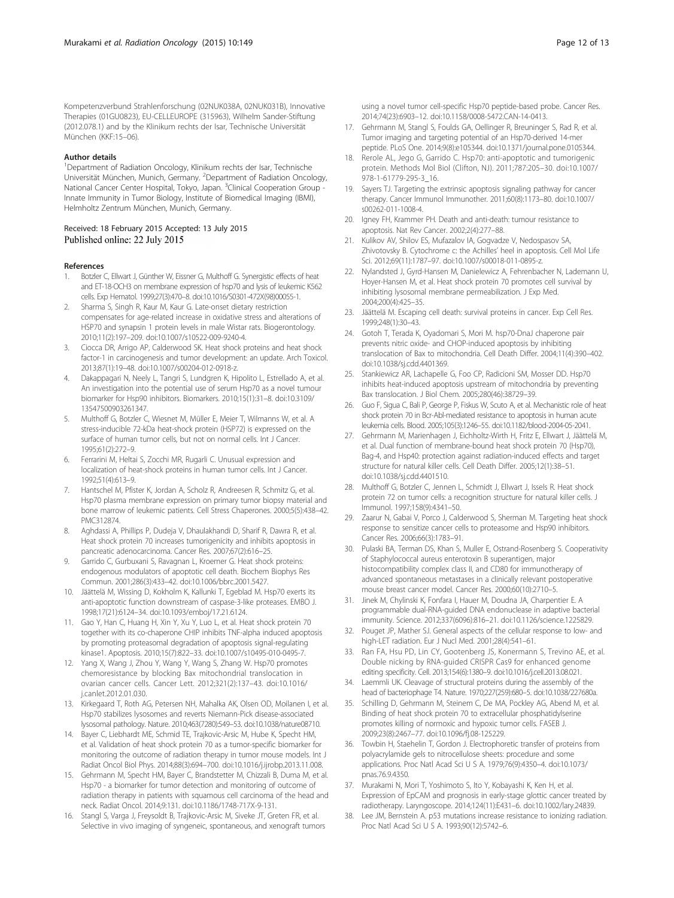Kompetenzverbund Strahlenforschung (02NUK038A, 02NUK031B), Innovative Therapies (01GU0823), EU-CELLEUROPE (315963), Wilhelm Sander-Stiftung (2012.078.1) and by the Klinikum rechts der Isar, Technische Universität München (KKF:15–06).

#### Author details

[1]Department of Radiation Oncology, Klinikum rechts der Isar, Technische Universität München, Munich, Germany. [2]Department of Radiation Oncology, National Cancer Center Hospital, Tokyo, Japan. [3]Clinical Cooperation Group - Innate Immunity in Tumor Biology, Institute of Biomedical Imaging (IBMI), Helmholtz Zentrum München, Munich, Germany.

Received: 18 February 2015 Accepted: 13 July 2015
Published online: 22 July 2015

#### References

1. Botzler C, Ellwart J, Günther W, Eissner G, Multhoff G. Synergistic effects of heat and ET-18-OCH3 on membrane expression of hsp70 and lysis of leukemic K562 cells. Exp Hematol. 1999;27(3):470–8. doi:10.1016/S0301-472X(98)00055-1.
2. Sharma S, Singh R, Kaur M, Kaur G. Late-onset dietary restriction compensates for age-related increase in oxidative stress and alterations of HSP70 and synapsin 1 protein levels in male Wistar rats. Biogerontology. 2010;11(2):197–209. doi:10.1007/s10522-009-9240-4.
3. Ciocca DR, Arrigo AP, Calderwood SK. Heat shock proteins and heat shock factor-1 in carcinogenesis and tumor development: an update. Arch Toxicol. 2013;87(1):19–48. doi:10.1007/s00204-012-0918-z.
4. Dakappagari N, Neely L, Tangri S, Lundgren K, Hipolito L, Estrellado A, et al. An investigation into the potential use of serum Hsp70 as a novel tumour biomarker for Hsp90 inhibitors. Biomarkers. 2010;15(1):31–8. doi:10.3109/13547500903261347.
5. Multhoff G, Botzler C, Wiesnet M, Müller E, Meier T, Wilmanns W, et al. A stress-inducible 72-kDa heat-shock protein (HSP72) is expressed on the surface of human tumor cells, but not on normal cells. Int J Cancer. 1995;61(2):272–9.
6. Ferrarini M, Heltai S, Zocchi MR, Rugarli C. Unusual expression and localization of heat-shock proteins in human tumor cells. Int J Cancer. 1992;51(4):613–9.
7. Hantschel M, Pfister K, Jordan A, Scholz R, Andreesen R, Schmitz G, et al. Hsp70 plasma membrane expression on primary tumor biopsy material and bone marrow of leukemic patients. Cell Stress Chaperones. 2000;5(5):438–42. PMC312874.
8. Aghdassi A, Phillips P, Dudeja V, Dhaulakhandi D, Sharif R, Dawra R, et al. Heat shock protein 70 increases tumorigenicity and inhibits apoptosis in pancreatic adenocarcinoma. Cancer Res. 2007;67(2):616–25.
9. Garrido C, Gurbuxani S, Ravagnan L, Kroemer G. Heat shock proteins: endogenous modulators of apoptotic cell death. Biochem Biophys Res Commun. 2001;286(3):433–42. doi:10.1006/bbrc.2001.5427.
10. Jäättelä M, Wissing D, Kokholm K, Kallunki T, Egeblad M. Hsp70 exerts its anti-apoptotic function downstream of caspase-3-like proteases. EMBO J. 1998;17(21):6124–34. doi:10.1093/emboj/17.21.6124.
11. Gao Y, Han C, Huang H, Xin Y, Xu Y, Luo L, et al. Heat shock protein 70 together with its co-chaperone CHIP inhibits TNF-alpha induced apoptosis by promoting proteasomal degradation of apoptosis signal-regulating kinase1. Apoptosis. 2010;15(7):822–33. doi:10.1007/s10495-010-0495-7.
12. Yang X, Wang J, Zhou Y, Wang Y, Wang S, Zhang W. Hsp70 promotes chemoresistance by blocking Bax mitochondrial translocation in ovarian cancer cells. Cancer Lett. 2012;321(2):137–43. doi:10.1016/j.canlet.2012.01.030.
13. Kirkegaard T, Roth AG, Petersen NH, Mahalka AK, Olsen OD, Moilanen I, et al. Hsp70 stabilizes lysosomes and reverts Niemann-Pick disease-associated lysosomal pathology. Nature. 2010;463(7280):549–53. doi:10.1038/nature08710.
14. Bayer C, Liebhardt ME, Schmid TE, Trajkovic-Arsic M, Hube K, Specht HM, et al. Validation of heat shock protein 70 as a tumor-specific biomarker for monitoring the outcome of radiation therapy in tumor mouse models. Int J Radiat Oncol Biol Phys. 2014;88(3):694–700. doi:10.1016/j.ijrobp.2013.11.008.
15. Gehrmann M, Specht HM, Bayer C, Brandstetter M, Chizzali B, Duma M, et al. Hsp70 - a biomarker for tumor detection and monitoring of outcome of radiation therapy in patients with squamous cell carcinoma of the head and neck. Radiat Oncol. 2014;9:131. doi:10.1186/1748-717X-9-131.
16. Stangl S, Varga J, Freysoldt B, Trajkovic-Arsic M, Siveke JT, Greten FR, et al. Selective in vivo imaging of syngeneic, spontaneous, and xenograft tumors using a novel tumor cell-specific Hsp70 peptide-based probe. Cancer Res. 2014;74(23):6903–12. doi:10.1158/0008-5472.CAN-14-0413.
17. Gehrmann M, Stangl S, Foulds GA, Oellinger R, Breuninger S, Rad R, et al. Tumor imaging and targeting potential of an Hsp70-derived 14-mer peptide. PLoS One. 2014;9(8):e105344. doi:10.1371/journal.pone.0105344.
18. Rerole AL, Jego G, Garrido C. Hsp70: anti-apoptotic and tumorigenic protein. Methods Mol Biol (Clifton, NJ). 2011;787:205–30. doi:10.1007/978-1-61779-295-3_16.
19. Sayers TJ. Targeting the extrinsic apoptosis signaling pathway for cancer therapy. Cancer Immunol Immunother. 2011;60(8):1173–80. doi:10.1007/s00262-011-1008-4.
20. Igney FH, Krammer PH. Death and anti-death: tumour resistance to apoptosis. Nat Rev Cancer. 2002;2(4):277–88.
21. Kulikov AV, Shilov ES, Mufazalov IA, Gogvadze V, Nedospasov SA, Zhivotovsky B. Cytochrome c: the Achilles' heel in apoptosis. Cell Mol Life Sci. 2012;69(11):1787–97. doi:10.1007/s00018-011-0895-z.
22. Nylandsted J, Gyrd-Hansen M, Danielewicz A, Fehrenbacher N, Lademann U, Hoyer-Hansen M, et al. Heat shock protein 70 promotes cell survival by inhibiting lysosomal membrane permeabilization. J Exp Med. 2004;200(4):425–35.
23. Jäättelä M. Escaping cell death: survival proteins in cancer. Exp Cell Res. 1999;248(1):30–43.
24. Gotoh T, Terada K, Oyadomari S, Mori M. hsp70-DnaJ chaperone pair prevents nitric oxide- and CHOP-induced apoptosis by inhibiting translocation of Bax to mitochondria. Cell Death Differ. 2004;11(4):390–402. doi:10.1038/sj.cdd.4401369.
25. Stankiewicz AR, Lachapelle G, Foo CP, Radicioni SM, Mosser DD. Hsp70 inhibits heat-induced apoptosis upstream of mitochondria by preventing Bax translocation. J Biol Chem. 2005;280(46):38729–39.
26. Guo F, Sigua C, Bali P, George P, Fiskus W, Scuto A, et al. Mechanistic role of heat shock protein 70 in Bcr-Abl-mediated resistance to apoptosis in human acute leukemia cells. Blood. 2005;105(3):1246–55. doi:10.1182/blood-2004-05-2041.
27. Gehrmann M, Marienhagen J, Eichholtz-Wirth H, Fritz E, Ellwart J, Jäättelä M, et al. Dual function of membrane-bound heat shock protein 70 (Hsp70), Bag-4, and Hsp40: protection against radiation-induced effects and target structure for natural killer cells. Cell Death Differ. 2005;12(1):38–51. doi:10.1038/sj.cdd.4401510.
28. Multhoff G, Botzler C, Jennen L, Schmidt J, Ellwart J, Issels R. Heat shock protein 72 on tumor cells: a recognition structure for natural killer cells. J Immunol. 1997;158(9):4341–50.
29. Zaarur N, Gabai V, Porco J, Calderwood S, Sherman M. Targeting heat shock response to sensitize cancer cells to proteasome and Hsp90 inhibitors. Cancer Res. 2006;66(3):1783–91.
30. Pulaski BA, Terman DS, Khan S, Muller E, Ostrand-Rosenberg S. Cooperativity of Staphylococcal aureus enterotoxin B superantigen, major histocompatibility complex class II, and CD80 for immunotherapy of advanced spontaneous metastases in a clinically relevant postoperative mouse breast cancer model. Cancer Res. 2000;60(10):2710–5.
31. Jinek M, Chylinski K, Fonfara I, Hauer M, Doudna JA, Charpentier E. A programmable dual-RNA-guided DNA endonuclease in adaptive bacterial immunity. Science. 2012;337(6096):816–21. doi:10.1126/science.1225829.
32. Pouget JP, Mather SJ. General aspects of the cellular response to low- and high-LET radiation. Eur J Nucl Med. 2001;28(4):541–61.
33. Ran FA, Hsu PD, Lin CY, Gootenberg JS, Konermann S, Trevino AE, et al. Double nicking by RNA-guided CRISPR Cas9 for enhanced genome editing specificity. Cell. 2013;154(6):1380–9. doi:10.1016/j.cell.2013.08.021.
34. Laemmli UK. Cleavage of structural proteins during the assembly of the head of bacteriophage T4. Nature. 1970;227(259):680–5. doi:10.1038/227680a.
35. Schilling D, Gehrmann M, Steinem C, De MA, Pockley AG, Abend M, et al. Binding of heat shock protein 70 to extracellular phosphatidylserine promotes killing of normoxic and hypoxic tumor cells. FASEB J. 2009;23(8):2467–77. doi:10.1096/fj.08-125229.
36. Towbin H, Staehelin T, Gordon J. Electrophoretic transfer of proteins from polyacrylamide gels to nitrocellulose sheets: procedure and some applications. Proc Natl Acad Sci U S A. 1979;76(9):4350–4. doi:10.1073/pnas.76.9.4350.
37. Murakami N, Mori T, Yoshimoto S, Ito Y, Kobayashi K, Ken H, et al. Expression of EpCAM and prognosis in early-stage glottic cancer treated by radiotherapy. Laryngoscope. 2014;124(11):E431–6. doi:10.1002/lary.24839.
38. Lee JM, Bernstein A. p53 mutations increase resistance to ionizing radiation. Proc Natl Acad Sci U S A. 1993;90(12):5742–6.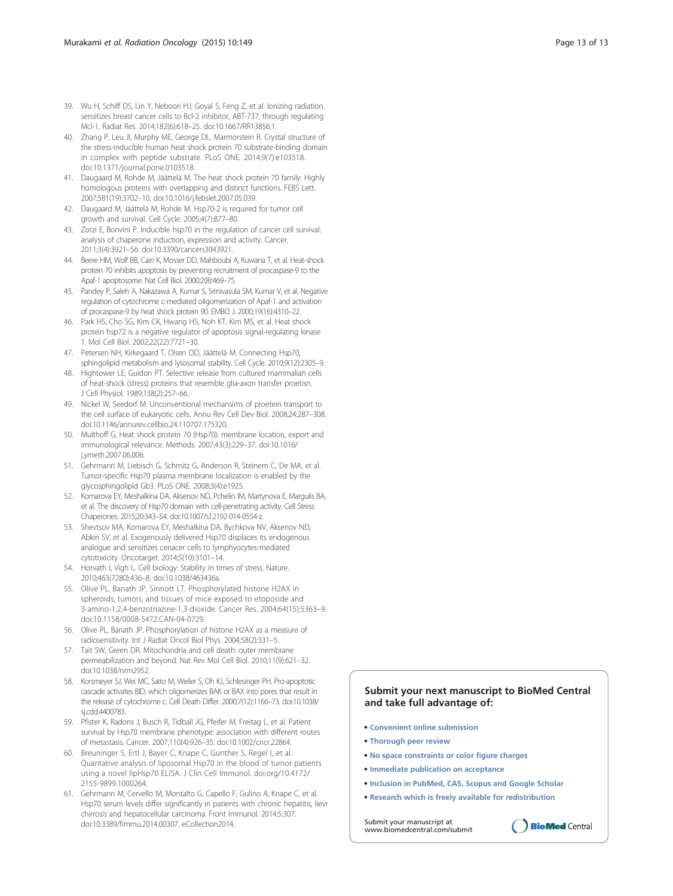39. Wu H, Schiff DS, Lin Y, Neboori HJ, Goyal S, Feng Z, et al. Ionizing radiation sensitizes breast cancer cells to Bcl-2 inhibitor, ABT-737, through regulating Mcl-1. Radiat Res. 2014;182(6):618–25. doi:10.1667/RR13856.1.
40. Zhang P, Leu JI, Murphy ME, George DL, Marmorstein R. Crystal structure of the stress-inducible human heat shock protein 70 substrate-binding domain in complex with peptide substrate. PLoS ONE. 2014;9(7):e103518. doi:10.1371/journal.pone.0103518.
41. Daugaard M, Rohde M, Jäättelä M. The heat shock protein 70 family: Highly homologous proteins with overlapping and distinct functions. FEBS Lett. 2007;581(19):3702–10. doi:10.1016/j.febslet.2007.05.039.
42. Daugaard M, Jäättelä M, Rohde M. Hsp70-2 is required for tumor cell growth and survival. Cell Cycle. 2005;4(7):877–80.
43. Zorzi E, Bonvini P. Inducible hsp70 in the regulation of cancer cell survival: analysis of chaperone induction, expression and activity. Cancer. 2011;3(4):3921–56. doi:10.3390/cancers3043921.
44. Beere HM, Wolf BB, Cain K, Mosser DD, Mahboubi A, Kuwana T, et al. Heat-shock protein 70 inhibits apoptosis by preventing recruitment of procaspase-9 to the Apaf-1 apoptosome. Nat Cell Biol. 2000;2(8):469–75.
45. Pandey P, Saleh A, Nakazawa A, Kumar S, Srinivasula SM, Kumar V, et al. Negative regulation of cytochrome c-mediated oligomerization of Apaf-1 and activation of procaspase-9 by heat shock protein 90. EMBO J. 2000;19(16):4310–22.
46. Park HS, Cho SG, Kim CK, Hwang HS, Noh KT, Kim MS, et al. Heat shock protein hsp72 is a negative regulator of apoptosis signal-regulating kinase 1. Mol Cell Biol. 2002;22(22):7721–30.
47. Petersen NH, Kirkegaard T, Olsen OD, Jäättelä M. Connecting Hsp70, sphingolipid metabolism and lysosomal stability. Cell Cycle. 2010;9(12):2305–9.
48. Hightower LE, Guidon PT. Selective release from cultured mammalian cells of heat-shock (stress) proteins that resemble glia-axon transfer proetisn. J Cell Physiol. 1989;138(2):257–66.
49. Nickel W, Seedorf M. Unconventional mechansims of proetein transport to the cell surface of eukaryotic cells. Annu Rev Cell Dev Biol. 2008;24:287–308. doi:10.1146/annurev.cellbio.24.110707.175320.
50. Multhoff G. Heat shock protein 70 (Hsp70): membrane location, export and immunological relevance. Methods. 2007;43(3):229–37. doi:10.1016/j.ymeth.2007.06.006.
51. Gehrmann M, Liebisch G, Schmitz G, Anderson R, Steinem C, De MA, et al. Tumor-specific Hsp70 plasma membrane localization is enabled by the glycosphingolipid Gb3. PLoS ONE. 2008;3(4):e1925.
52. Komarova EY, Meshalkina DA, Aksenov ND, Pchelin IM, Martynova E, Margulis BA, et al. The discovery of Hsp70 domain with cell-penetrating activity. Cell Stress Chaperones. 2015;20:343–54. doi:10.1007/s12192-014-0554-z.
53. Shevtsov MA, Komarova EY, Meshalkina DA, Bychkova NV, Aksenov ND, Abkin SV, et al. Exogenously delivered Hsp70 displaces its endogenous analogue and sensitizes cenacer cells to lymphyocytes-mediated cytotoxicity. Oncotarget. 2014;5(10):3101–14.
54. Horvath I, Vigh L. Cell biology: Stability in times of stress. Nature. 2010;463(7280):436–8. doi:10.1038/463436a.
55. Olive PL, Banath JP, Sinnott LT. Phosphorylated histone H2AX in spheroids, tumors, and tissues of mice exposed to etoposide and 3-amino-1,2,4-benzotriazine-1,3-dioxide. Cancer Res. 2004;64(15):5363–9. doi:10.1158/0008-5472.CAN-04-0729.
56. Olive PL, Banath JP. Phosphorylation of histone H2AX as a measure of radiosensitivity. Int J Radiat Oncol Biol Phys. 2004;58(2):331–5.
57. Tait SW, Green DR. Mitochondria and cell death: outer membrane permeabilization and beyond. Nat Rev Mol Cell Biol. 2010;11(9):621–32. doi:10.1038/nrm2952.
58. Korsmeyer SJ, Wei MC, Saito M, Weiler S, Oh KJ, Schlesinger PH. Pro-apoptotic cascade activates BID, which oligomerizes BAK or BAX into pores that result in the release of cytochrome c. Cell Death Differ. 2000;7(12):1166–73. doi:10.1038/sj.cdd.4400783.
59. Pfister K, Radons J, Busch R, Tidball JG, Pfeifer M, Freitag L, et al. Patient survival by Hsp70 membrane phenotype: association with different routes of metastasis. Cancer. 2007;110(4):926–35. doi:10.1002/cncr.22864.
60. Breuninger S, Ertl J, Bayer C, Knape C, Gunther S, Regel I, et al. Quantative analysis of liposomal Hsp70 in the blood of tumor patients using a novel lipHsp70 ELISA. J Clin Cell Immunol. doi:org/10.4172/2155-9899.1000264.
61. Gehrmann M, Cervello M, Montalto G, Capello F, Gulino A, Knape C, et al. Hsp70 serum levels differ significantly in patients with chronic hepatitis, lievr chirrosis and hepatocellular carcinoma. Front Immunol. 2014;5:307. doi:10.3389/fimmu.2014.00307. eCollection2014.

**Submit your next manuscript to BioMed Central and take full advantage of:**

- Convenient online submission
- Thorough peer review
- No space constraints or color figure charges
- Immediate publication on acceptance
- Inclusion in PubMed, CAS, Scopus and Google Scholar
- Research which is freely available for redistribution

Submit your manuscript at www.biomedcentral.com/submit

BioMed Central